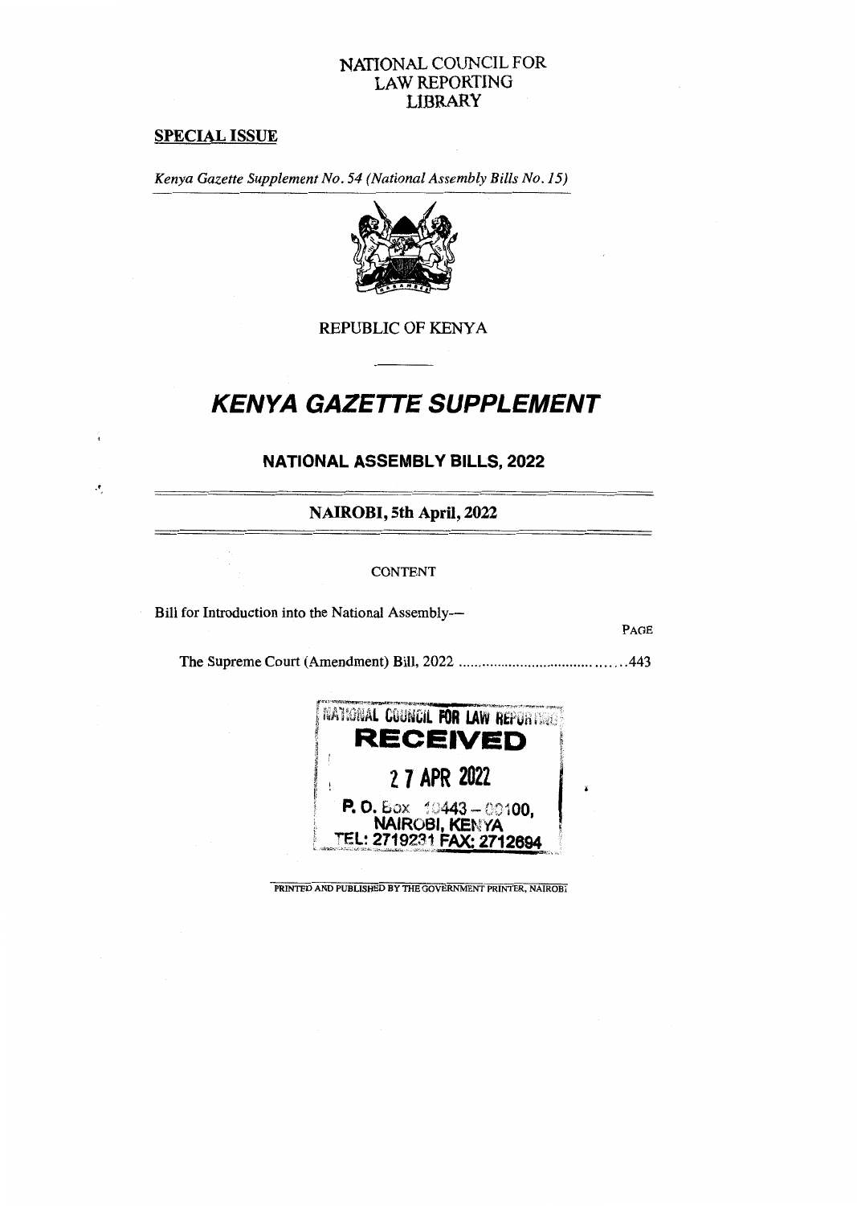NATIONAL COUNCIL FOR LAW REPORTING LIBRARY

**SPECIAL ISSUE**

*Kenya Gazette Supplement No. 54 (National Assembly Bills No. 15)*

REPUBLIC OF KENYA

# *KENYA GAZETTE SUPPLEMENT*

## NATIONAL ASSEMBLY BILLS, 2022

### NAIROBI, 5th April, 2022

CONTENT

Bill for Introduction into the National Assembly—

PAGE

The Supreme Court (Amendment) Bill, 2022 ........................................443

NATIONAL COUNCIL FOR LAW REPORTING
**RECEIVED**
27 APR 2022
P. O. Box 10443 – 00100,
NAIROBI, KENYA
TEL: 2719231 FAX: 2712694

PRINTED AND PUBLISHED BY THE GOVERNMENT PRINTER, NAIROBI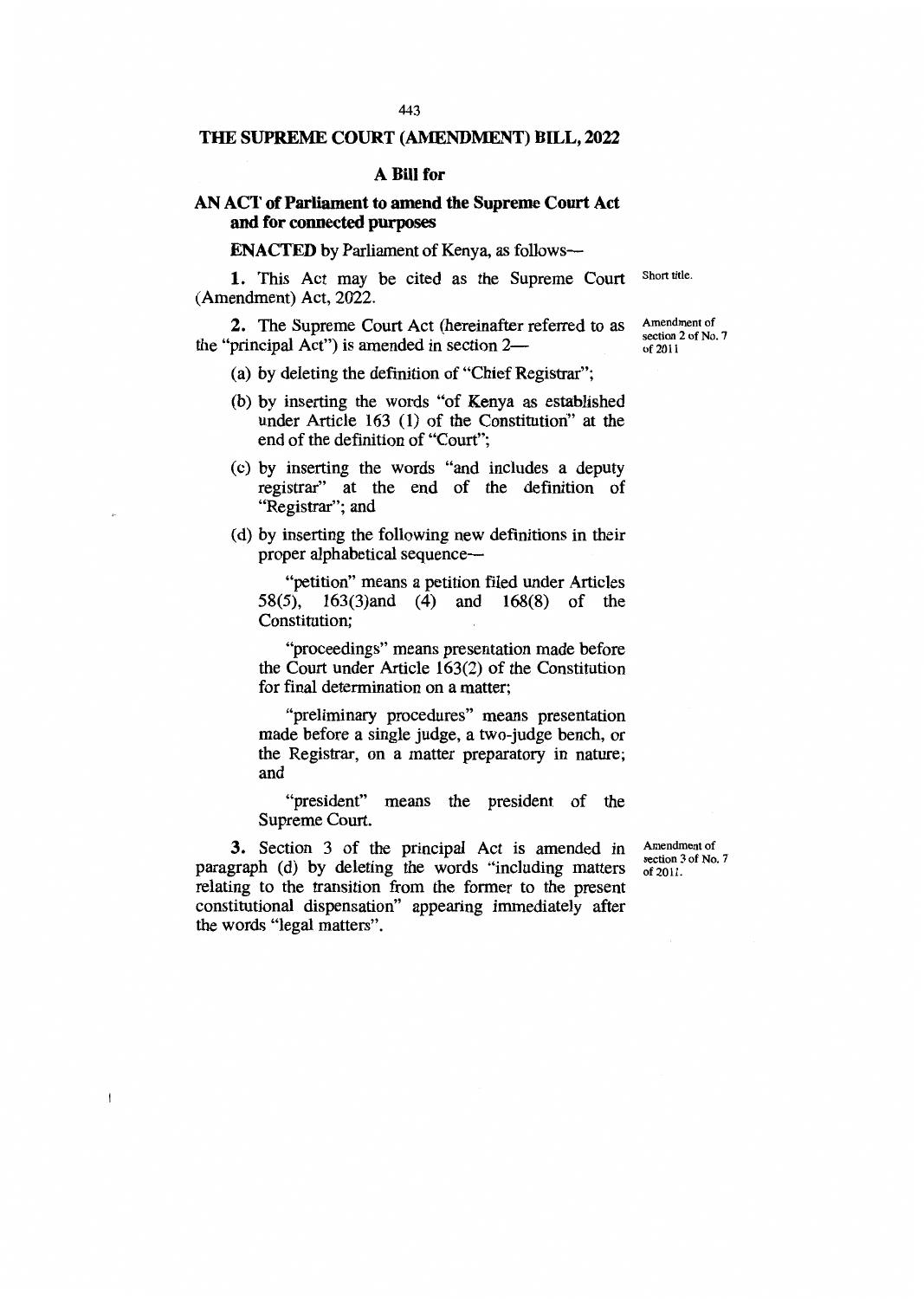# THE SUPREME COURT (AMENDMENT) BILL, 2022

## A Bill for

### AN ACT of Parliament to amend the Supreme Court Act and for connected purposes

**ENACTED** by Parliament of Kenya, as follows—

*Short title.*

**1.** This Act may be cited as the Supreme Court (Amendment) Act, 2022.

*Amendment of section 2 of No. 7 of 2011*

**2.** The Supreme Court Act (hereinafter referred to as the "principal Act") is amended in section 2—

(a) by deleting the definition of "Chief Registrar";

(b) by inserting the words "of Kenya as established under Article 163 (1) of the Constitution" at the end of the definition of "Court";

(c) by inserting the words "and includes a deputy registrar" at the end of the definition of "Registrar"; and

(d) by inserting the following new definitions in their proper alphabetical sequence—

"petition" means a petition filed under Articles 58(5), 163(3)and (4) and 168(8) of the Constitution;

"proceedings" means presentation made before the Court under Article 163(2) of the Constitution for final determination on a matter;

"preliminary procedures" means presentation made before a single judge, a two-judge bench, or the Registrar, on a matter preparatory in nature; and

"president" means the president of the Supreme Court.

*Amendment of section 3 of No. 7 of 2011.*

**3.** Section 3 of the principal Act is amended in paragraph (d) by deleting the words "including matters relating to the transition from the former to the present constitutional dispensation" appearing immediately after the words "legal matters".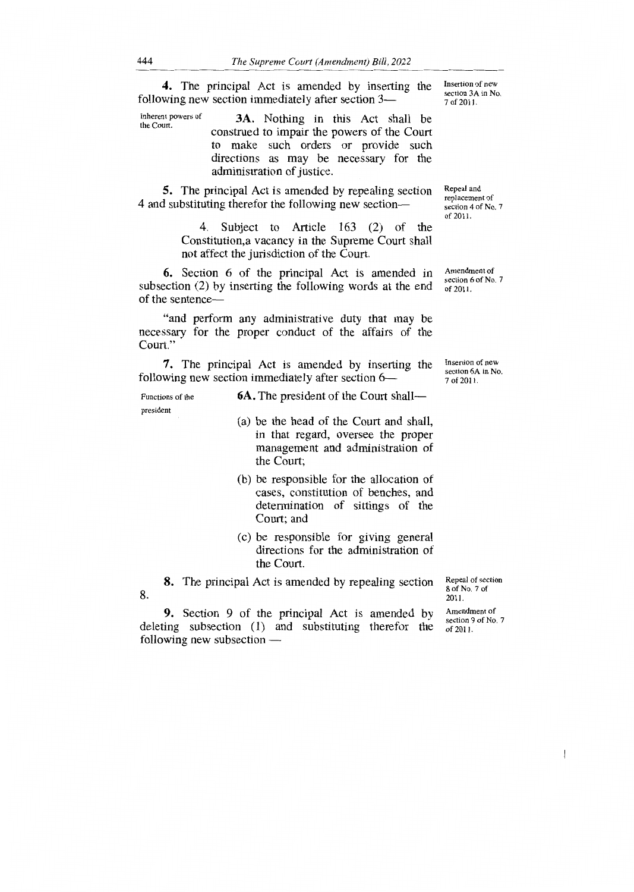**4.** The principal Act is amended by inserting the following new section immediately after section 3—

*Insertion of new section 3A in No. 7 of 2011.*

*Inherent powers of the Court.*

> **3A.** Nothing in this Act shall be construed to impair the powers of the Court to make such orders or provide such directions as may be necessary for the administration of justice.

**5.** The principal Act is amended by repealing section 4 and substituting therefor the following new section—

*Repeal and replacement of section 4 of No. 7 of 2011.*

> 4. Subject to Article 163 (2) of the Constitution,a vacancy in the Supreme Court shall not affect the jurisdiction of the Court.

**6.** Section 6 of the principal Act is amended in subsection (2) by inserting the following words at the end of the sentence—

*Amendment of section 6 of No. 7 of 2011.*

"and perform any administrative duty that may be necessary for the proper conduct of the affairs of the Court."

**7.** The principal Act is amended by inserting the following new section immediately after section 6—

*Insertion of new section 6A in No. 7 of 2011.*

*Functions of the president*

> **6A.** The president of the Court shall—
>
> (a) be the head of the Court and shall, in that regard, oversee the proper management and administration of the Court;
>
> (b) be responsible for the allocation of cases, constitution of benches, and determination of sittings of the Court; and
>
> (c) be responsible for giving general directions for the administration of the Court.

**8.** The principal Act is amended by repealing section 8.

*Repeal of section 8 of No. 7 of 2011.*

**9.** Section 9 of the principal Act is amended by deleting subsection (1) and substituting therefor the following new subsection —

*Amendment of section 9 of No. 7 of 2011.*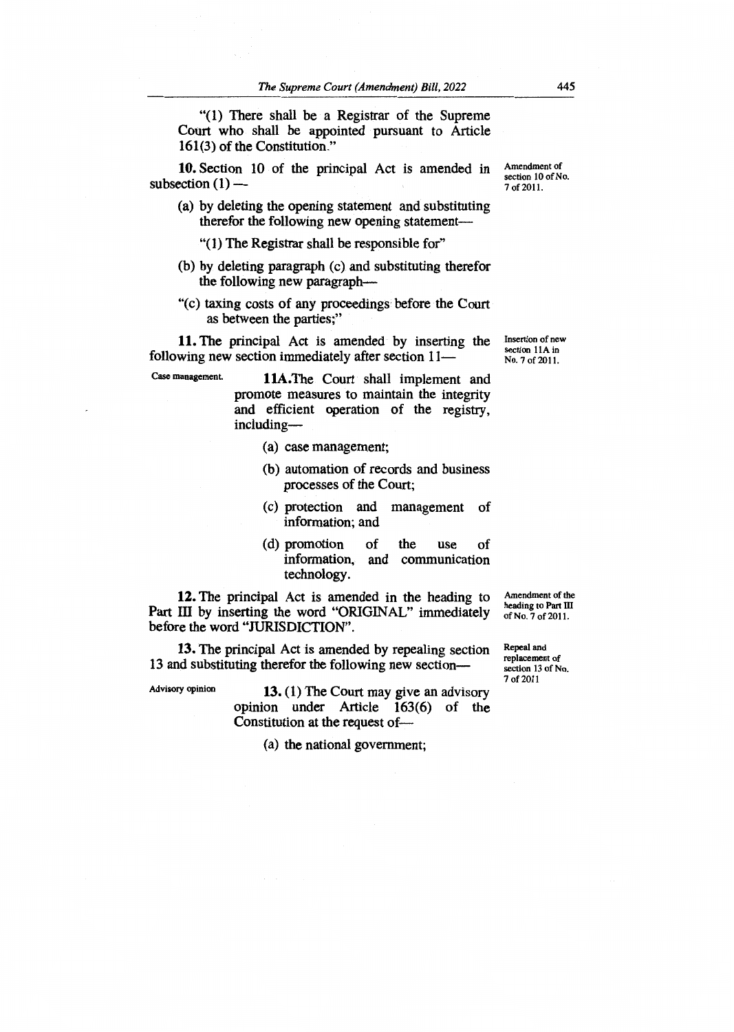"(1) There shall be a Registrar of the Supreme Court who shall be appointed pursuant to Article 161(3) of the Constitution."

**10.** Section 10 of the principal Act is amended in subsection (1) —

*Amendment of section 10 of No. 7 of 2011.*

(a) by deleting the opening statement and substituting therefor the following new opening statement—

"(1) The Registrar shall be responsible for"

(b) by deleting paragraph (c) and substituting therefor the following new paragraph—

"(c) taxing costs of any proceedings before the Court as between the parties;"

**11.** The principal Act is amended by inserting the following new section immediately after section 11—

*Insertion of new section 11A in No. 7 of 2011.*

*Case management.*

**11A.** The Court shall implement and promote measures to maintain the integrity and efficient operation of the registry, including—

(a) case management;

(b) automation of records and business processes of the Court;

(c) protection and management of information; and

(d) promotion of the use of information, and communication technology.

**12.** The principal Act is amended in the heading to Part III by inserting the word "ORIGINAL" immediately before the word "JURISDICTION".

*Amendment of the heading to Part III of No. 7 of 2011.*

**13.** The principal Act is amended by repealing section 13 and substituting therefor the following new section—

*Repeal and replacement of section 13 of No. 7 of 2011*

*Advisory opinion*

**13.** (1) The Court may give an advisory opinion under Article 163(6) of the Constitution at the request of—

(a) the national government;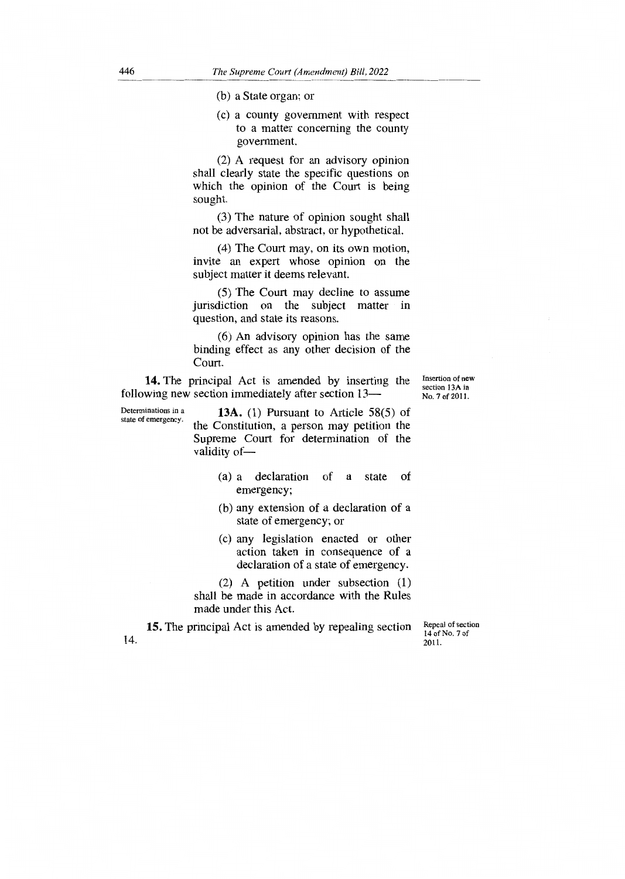(b) a State organ; or

(c) a county government with respect to a matter concerning the county government.

(2) A request for an advisory opinion shall clearly state the specific questions on which the opinion of the Court is being sought.

(3) The nature of opinion sought shall not be adversarial, abstract, or hypothetical.

(4) The Court may, on its own motion, invite an expert whose opinion on the subject matter it deems relevant.

(5) The Court may decline to assume jurisdiction on the subject matter in question, and state its reasons.

(6) An advisory opinion has the same binding effect as any other decision of the Court.

**14.** The principal Act is amended by inserting the following new section immediately after section 13— *Insertion of new section 13A in No. 7 of 2011.*

*Determinations in a state of emergency.*

**13A.** (1) Pursuant to Article 58(5) of the Constitution, a person may petition the Supreme Court for determination of the validity of—

(a) a declaration of a state of emergency;

(b) any extension of a declaration of a state of emergency; or

(c) any legislation enacted or other action taken in consequence of a declaration of a state of emergency.

(2) A petition under subsection (1) shall be made in accordance with the Rules made under this Act.

**15.** The principal Act is amended by repealing section 14. *Repeal of section 14 of No. 7 of 2011.*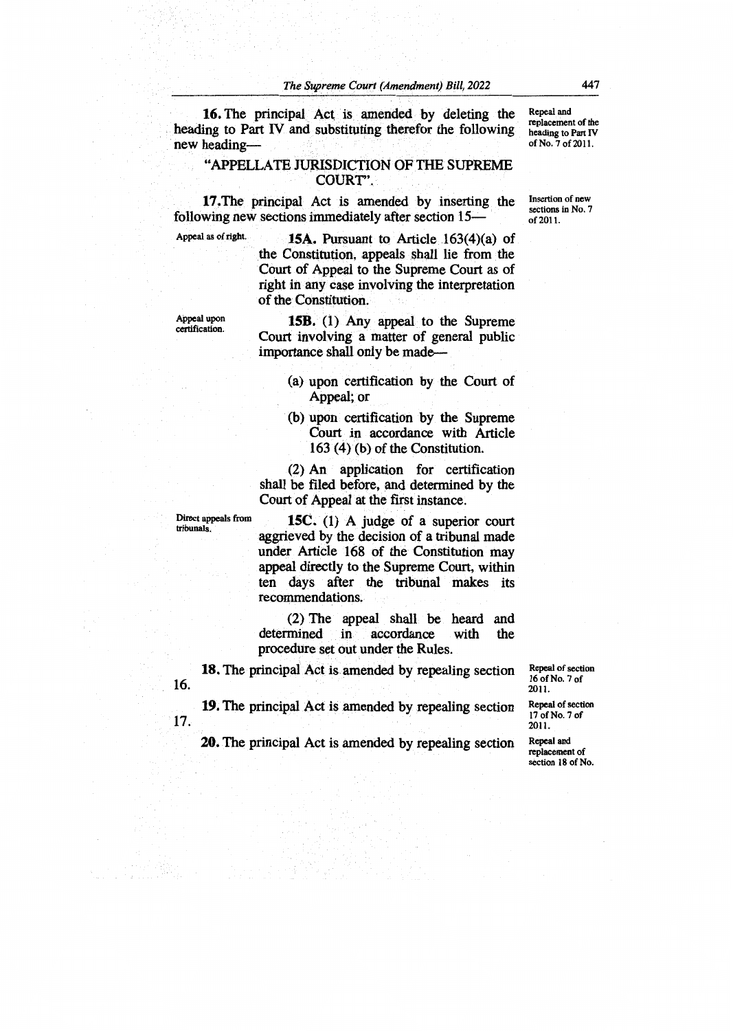**16.** The principal Act is amended by deleting the heading to Part IV and substituting therefor the following new heading—

Repeal and replacement of the heading to Part IV of No. 7 of 2011.

"APPELLATE JURISDICTION OF THE SUPREME COURT".

**17.** The principal Act is amended by inserting the following new sections immediately after section 15—

Insertion of new sections in No. 7 of 2011.

Appeal as of right.

**15A.** Pursuant to Article 163(4)(a) of the Constitution, appeals shall lie from the Court of Appeal to the Supreme Court as of right in any case involving the interpretation of the Constitution.

Appeal upon certification.

**15B.** (1) Any appeal to the Supreme Court involving a matter of general public importance shall only be made—

(a) upon certification by the Court of Appeal; or

(b) upon certification by the Supreme Court in accordance with Article 163 (4) (b) of the Constitution.

(2) An application for certification shall be filed before, and determined by the Court of Appeal at the first instance.

Direct appeals from tribunals.

**15C.** (1) A judge of a superior court aggrieved by the decision of a tribunal made under Article 168 of the Constitution may appeal directly to the Supreme Court, within ten days after the tribunal makes its recommendations.

(2) The appeal shall be heard and determined in accordance with the procedure set out under the Rules.

**18.** The principal Act is amended by repealing section 16.

Repeal of section 16 of No. 7 of 2011.

**19.** The principal Act is amended by repealing section 17.

Repeal of section 17 of No. 7 of 2011.

**20.** The principal Act is amended by repealing section

Repeal and replacement of section 18 of No.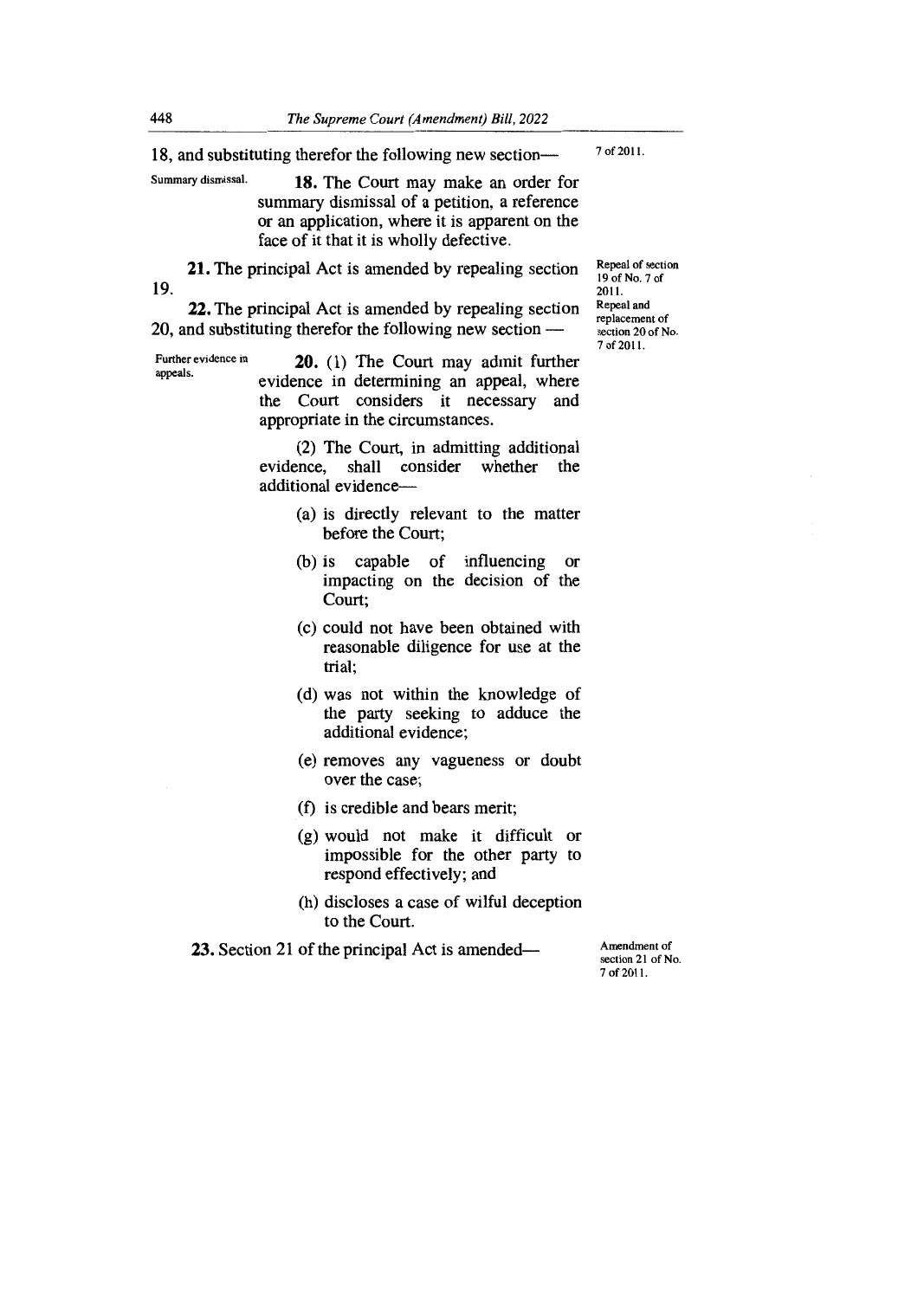18, and substituting therefor the following new section— 7 of 2011.

Summary dismissal.

**18.** The Court may make an order for summary dismissal of a petition, a reference or an application, where it is apparent on the face of it that it is wholly defective.

**21.** The principal Act is amended by repealing section 19.

Repeal of section 19 of No. 7 of 2011.

**22.** The principal Act is amended by repealing section 20, and substituting therefor the following new section —

Repeal and replacement of section 20 of No. 7 of 2011.

Further evidence in appeals.

**20.** (1) The Court may admit further evidence in determining an appeal, where the Court considers it necessary and appropriate in the circumstances.

(2) The Court, in admitting additional evidence, shall consider whether the additional evidence—

(a) is directly relevant to the matter before the Court;

(b) is capable of influencing or impacting on the decision of the Court;

(c) could not have been obtained with reasonable diligence for use at the trial;

(d) was not within the knowledge of the party seeking to adduce the additional evidence;

(e) removes any vagueness or doubt over the case;

(f) is credible and bears merit;

(g) would not make it difficult or impossible for the other party to respond effectively; and

(h) discloses a case of wilful deception to the Court.

**23.** Section 21 of the principal Act is amended—

Amendment of section 21 of No. 7 of 2011.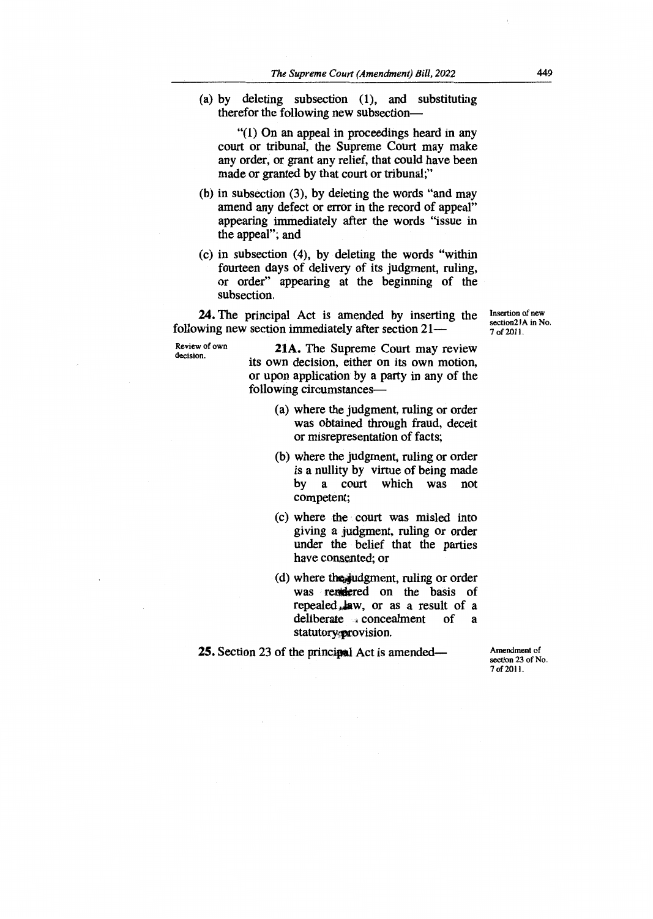(a) by deleting subsection (1), and substituting therefor the following new subsection—

"(1) On an appeal in proceedings heard in any court or tribunal, the Supreme Court may make any order, or grant any relief, that could have been made or granted by that court or tribunal;"

(b) in subsection (3), by deleting the words "and may amend any defect or error in the record of appeal" appearing immediately after the words "issue in the appeal"; and

(c) in subsection (4), by deleting the words "within fourteen days of delivery of its judgment, ruling, or order" appearing at the beginning of the subsection.

**24.** The principal Act is amended by inserting the following new section immediately after section 21—

Insertion of new section21A in No. 7 of 2011.

Review of own decision.

**21A.** The Supreme Court may review its own decision, either on its own motion, or upon application by a party in any of the following circumstances—

(a) where the judgment, ruling or order was obtained through fraud, deceit or misrepresentation of facts;

(b) where the judgment, ruling or order is a nullity by virtue of being made by a court which was not competent;

(c) where the court was misled into giving a judgment, ruling or order under the belief that the parties have consented; or

(d) where the judgment, ruling or order was rendered on the basis of repealed law, or as a result of a deliberate concealment of a statutory provision.

**25.** Section 23 of the principal Act is amended—

Amendment of section 23 of No. 7 of 2011.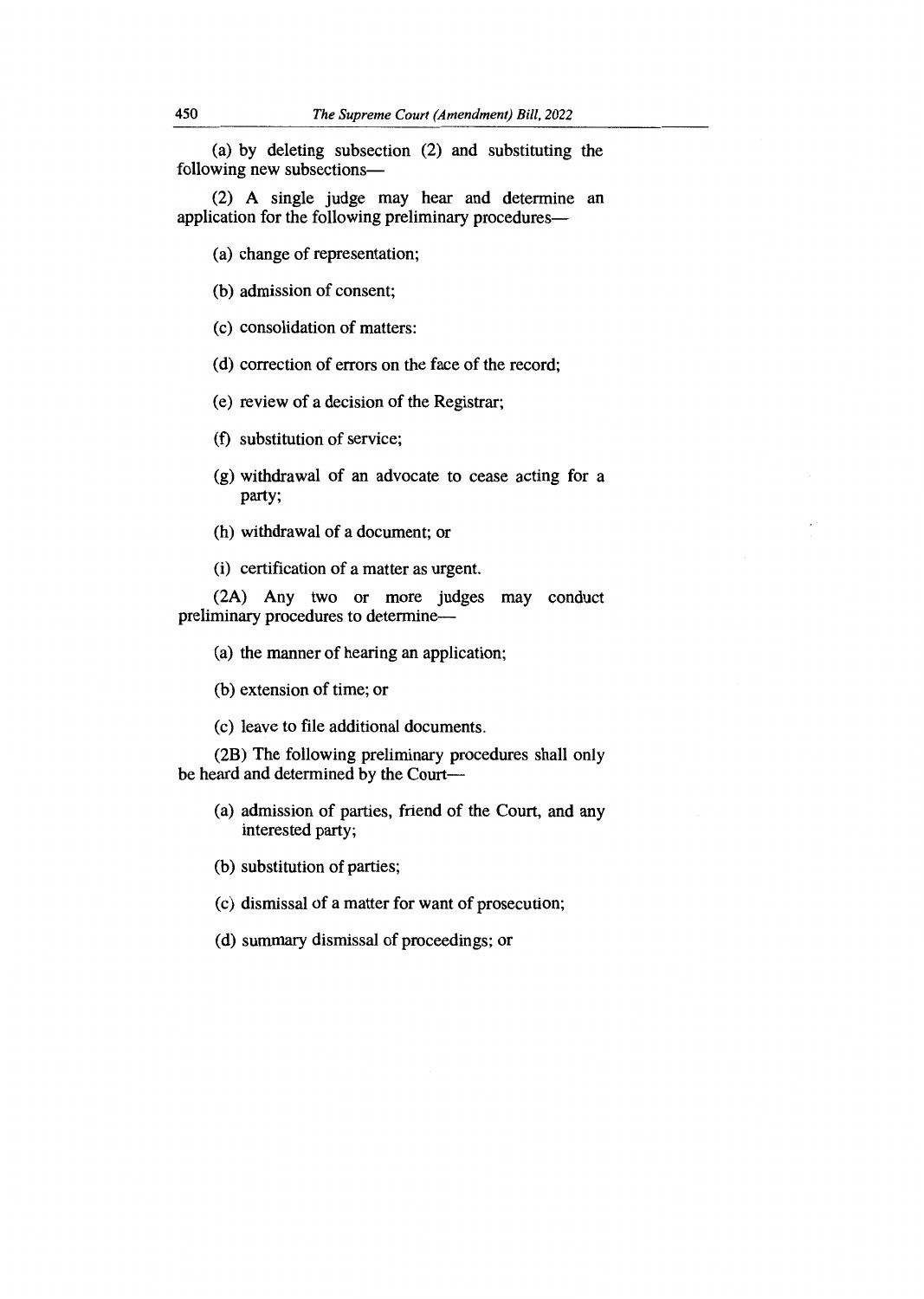(a) by deleting subsection (2) and substituting the following new subsections—

(2) A single judge may hear and determine an application for the following preliminary procedures—

(a) change of representation;

(b) admission of consent;

(c) consolidation of matters:

(d) correction of errors on the face of the record;

(e) review of a decision of the Registrar;

(f) substitution of service;

(g) withdrawal of an advocate to cease acting for a party;

(h) withdrawal of a document; or

(i) certification of a matter as urgent.

(2A) Any two or more judges may conduct preliminary procedures to determine—

(a) the manner of hearing an application;

(b) extension of time; or

(c) leave to file additional documents.

(2B) The following preliminary procedures shall only be heard and determined by the Court—

(a) admission of parties, friend of the Court, and any interested party;

(b) substitution of parties;

(c) dismissal of a matter for want of prosecution;

(d) summary dismissal of proceedings; or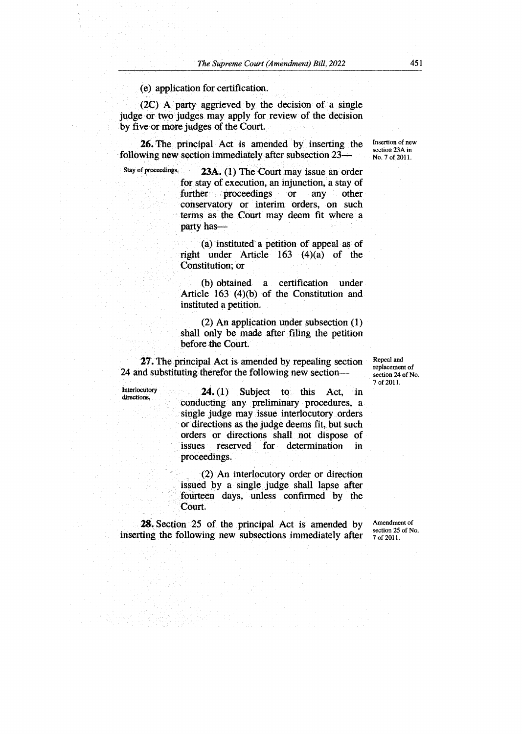(e) application for certification.

(2C) A party aggrieved by the decision of a single judge or two judges may apply for review of the decision by five or more judges of the Court.

**26.** The principal Act is amended by inserting the following new section immediately after subsection 23—

Insertion of new section 23A in No. 7 of 2011.

Stay of proceedings.

**23A.** (1) The Court may issue an order for stay of execution, an injunction, a stay of further proceedings or any other conservatory or interim orders, on such terms as the Court may deem fit where a party has—

(a) instituted a petition of appeal as of right under Article 163 (4)(a) of the Constitution; or

(b) obtained a certification under Article 163 (4)(b) of the Constitution and instituted a petition.

(2) An application under subsection (1) shall only be made after filing the petition before the Court.

**27.** The principal Act is amended by repealing section 24 and substituting therefor the following new section—

Repeal and replacement of section 24 of No. 7 of 2011.

Interlocutory directions.

**24.** (1) Subject to this Act, in conducting any preliminary procedures, a single judge may issue interlocutory orders or directions as the judge deems fit, but such orders or directions shall not dispose of issues reserved for determination in proceedings.

(2) An interlocutory order or direction issued by a single judge shall lapse after fourteen days, unless confirmed by the Court.

**28.** Section 25 of the principal Act is amended by inserting the following new subsections immediately after

Amendment of section 25 of No. 7 of 2011.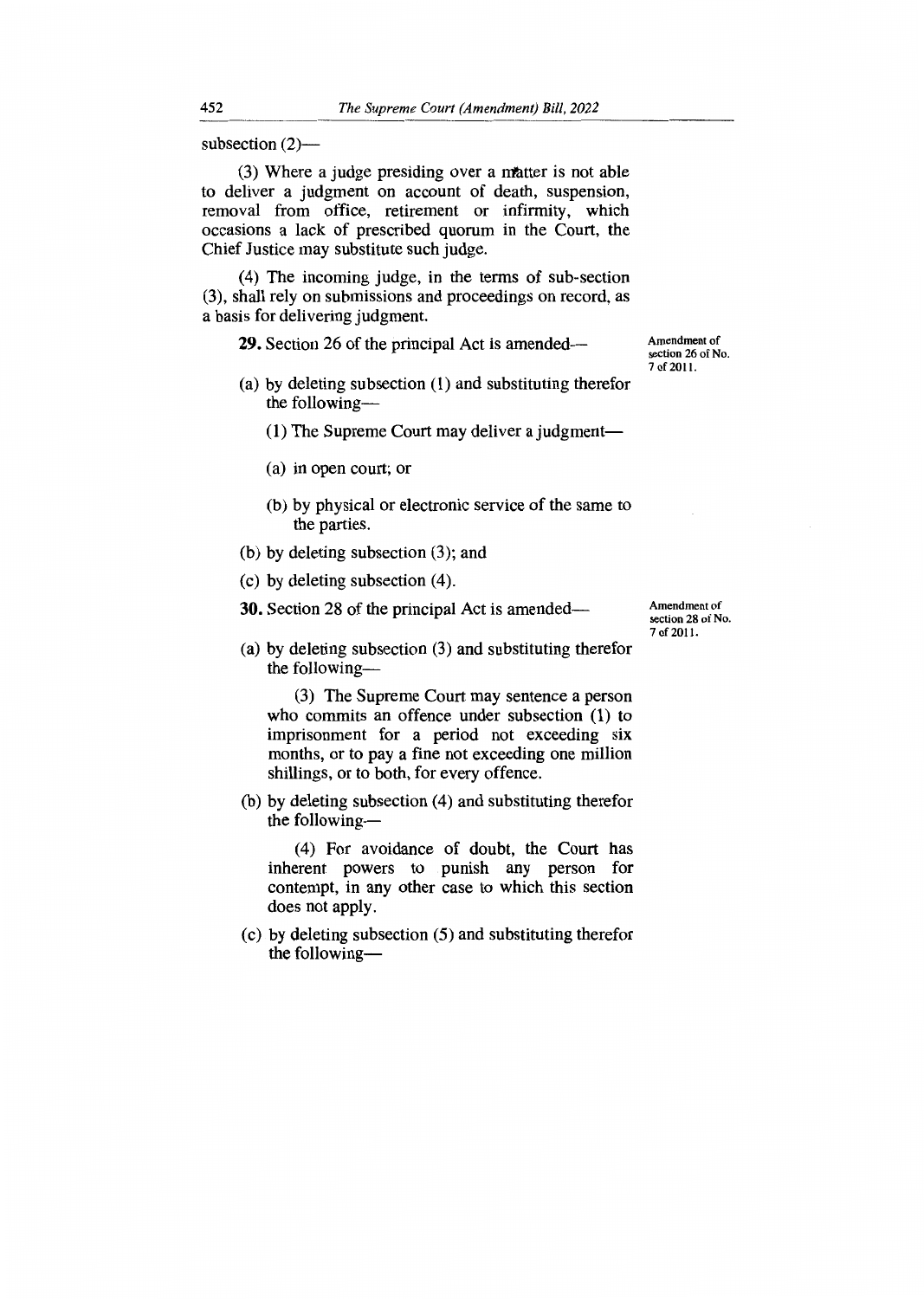subsection (2)—

(3) Where a judge presiding over a matter is not able to deliver a judgment on account of death, suspension, removal from office, retirement or infirmity, which occasions a lack of prescribed quorum in the Court, the Chief Justice may substitute such judge.

(4) The incoming judge, in the terms of sub-section (3), shall rely on submissions and proceedings on record, as a basis for delivering judgment.

**29.** Section 26 of the principal Act is amended—

Amendment of section 26 of No. 7 of 2011.

(a) by deleting subsection (1) and substituting therefor the following—

(1) The Supreme Court may deliver a judgment—

(a) in open court; or

(b) by physical or electronic service of the same to the parties.

(b) by deleting subsection (3); and

(c) by deleting subsection (4).

**30.** Section 28 of the principal Act is amended—

Amendment of section 28 of No. 7 of 2011.

(a) by deleting subsection (3) and substituting therefor the following—

(3) The Supreme Court may sentence a person who commits an offence under subsection (1) to imprisonment for a period not exceeding six months, or to pay a fine not exceeding one million shillings, or to both, for every offence.

(b) by deleting subsection (4) and substituting therefor the following—

(4) For avoidance of doubt, the Court has inherent powers to punish any person for contempt, in any other case to which this section does not apply.

(c) by deleting subsection (5) and substituting therefor the following—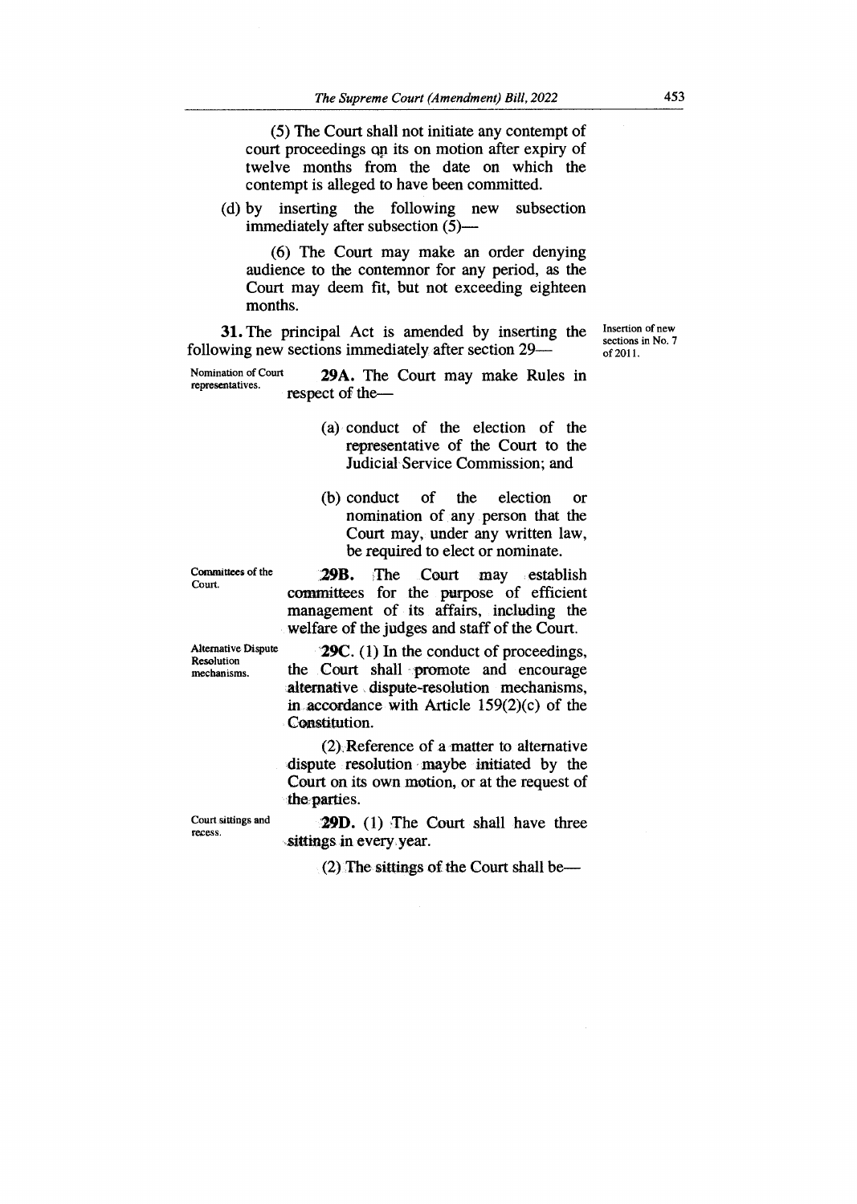(5) The Court shall not initiate any contempt of court proceedings on its on motion after expiry of twelve months from the date on which the contempt is alleged to have been committed.

(d) by inserting the following new subsection immediately after subsection (5)—

(6) The Court may make an order denying audience to the contemnor for any period, as the Court may deem fit, but not exceeding eighteen months.

Insertion of new sections in No. 7 of 2011.

**31.** The principal Act is amended by inserting the following new sections immediately after section 29—

Nomination of Court representatives.

**29A.** The Court may make Rules in respect of the—

(a) conduct of the election of the representative of the Court to the Judicial Service Commission; and

(b) conduct of the election or nomination of any person that the Court may, under any written law, be required to elect or nominate.

Committees of the Court.

**29B.** The Court may establish committees for the purpose of efficient management of its affairs, including the welfare of the judges and staff of the Court.

Alternative Dispute Resolution mechanisms.

**29C.** (1) In the conduct of proceedings, the Court shall promote and encourage alternative dispute-resolution mechanisms, in accordance with Article 159(2)(c) of the Constitution.

(2) Reference of a matter to alternative dispute resolution maybe initiated by the Court on its own motion, or at the request of the parties.

Court sittings and recess.

**29D.** (1) The Court shall have three sittings in every year.

(2) The sittings of the Court shall be—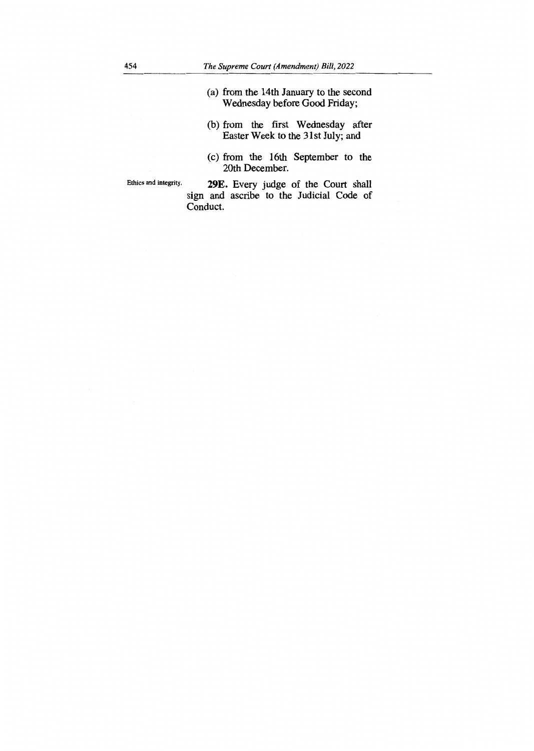(a) from the 14th January to the second Wednesday before Good Friday;

(b) from the first Wednesday after Easter Week to the 31st July; and

(c) from the 16th September to the 20th December.

Ethics and integrity.

**29E.** Every judge of the Court shall sign and ascribe to the Judicial Code of Conduct.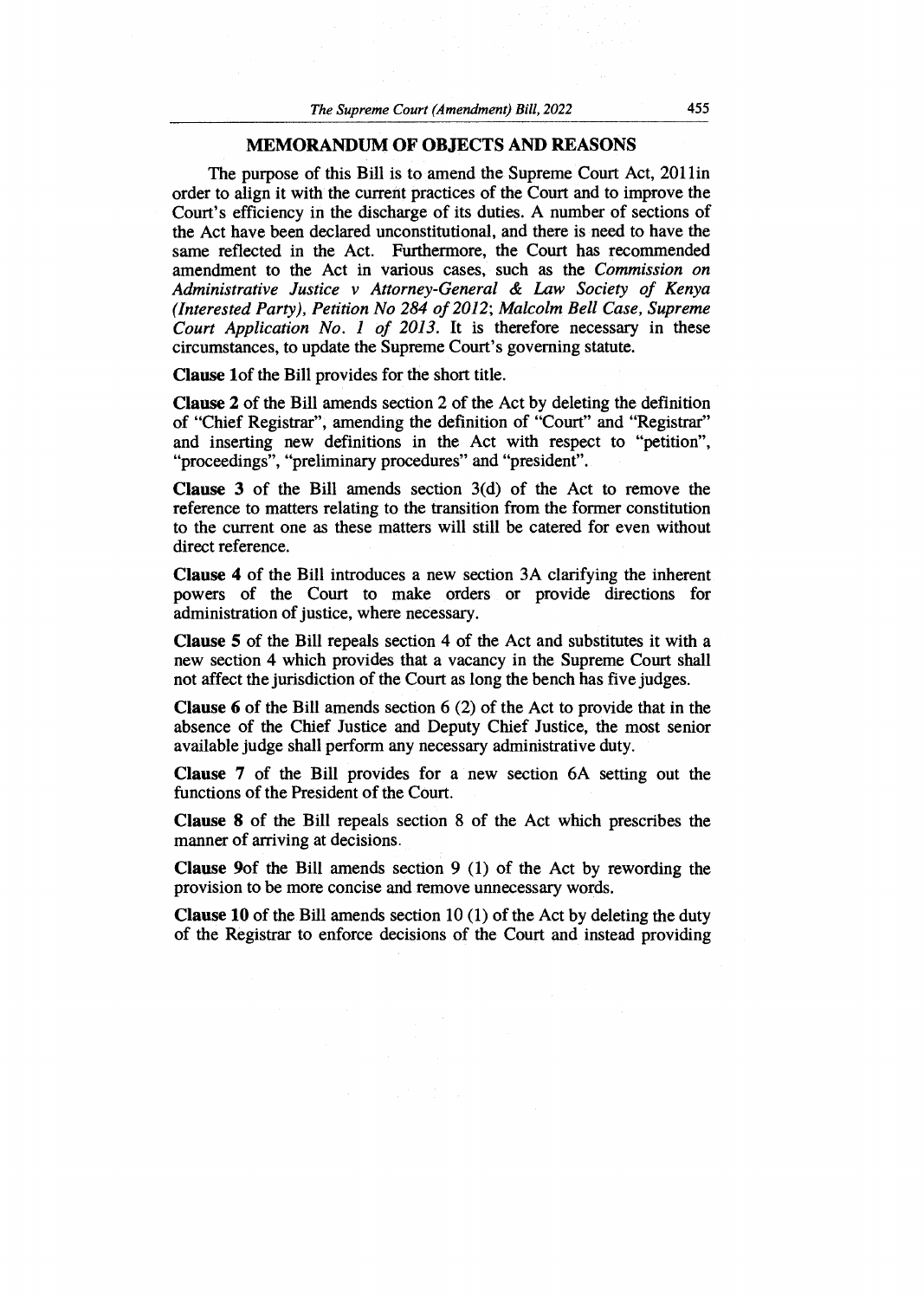## MEMORANDUM OF OBJECTS AND REASONS

The purpose of this Bill is to amend the Supreme Court Act, 2011in order to align it with the current practices of the Court and to improve the Court's efficiency in the discharge of its duties. A number of sections of the Act have been declared unconstitutional, and there is need to have the same reflected in the Act. Furthermore, the Court has recommended amendment to the Act in various cases, such as the *Commission on Administrative Justice v Attorney-General & Law Society of Kenya (Interested Party), Petition No 284 of 2012*; *Malcolm Bell Case, Supreme Court Application No. 1 of 2013*. It is therefore necessary in these circumstances, to update the Supreme Court's governing statute.

**Clause 1**of the Bill provides for the short title.

**Clause 2** of the Bill amends section 2 of the Act by deleting the definition of "Chief Registrar", amending the definition of "Court" and "Registrar" and inserting new definitions in the Act with respect to "petition", "proceedings", "preliminary procedures" and "president".

**Clause 3** of the Bill amends section 3(d) of the Act to remove the reference to matters relating to the transition from the former constitution to the current one as these matters will still be catered for even without direct reference.

**Clause 4** of the Bill introduces a new section 3A clarifying the inherent powers of the Court to make orders or provide directions for administration of justice, where necessary.

**Clause 5** of the Bill repeals section 4 of the Act and substitutes it with a new section 4 which provides that a vacancy in the Supreme Court shall not affect the jurisdiction of the Court as long the bench has five judges.

**Clause 6** of the Bill amends section 6 (2) of the Act to provide that in the absence of the Chief Justice and Deputy Chief Justice, the most senior available judge shall perform any necessary administrative duty.

**Clause 7** of the Bill provides for a new section 6A setting out the functions of the President of the Court.

**Clause 8** of the Bill repeals section 8 of the Act which prescribes the manner of arriving at decisions.

**Clause 9**of the Bill amends section 9 (1) of the Act by rewording the provision to be more concise and remove unnecessary words.

**Clause 10** of the Bill amends section 10 (1) of the Act by deleting the duty of the Registrar to enforce decisions of the Court and instead providing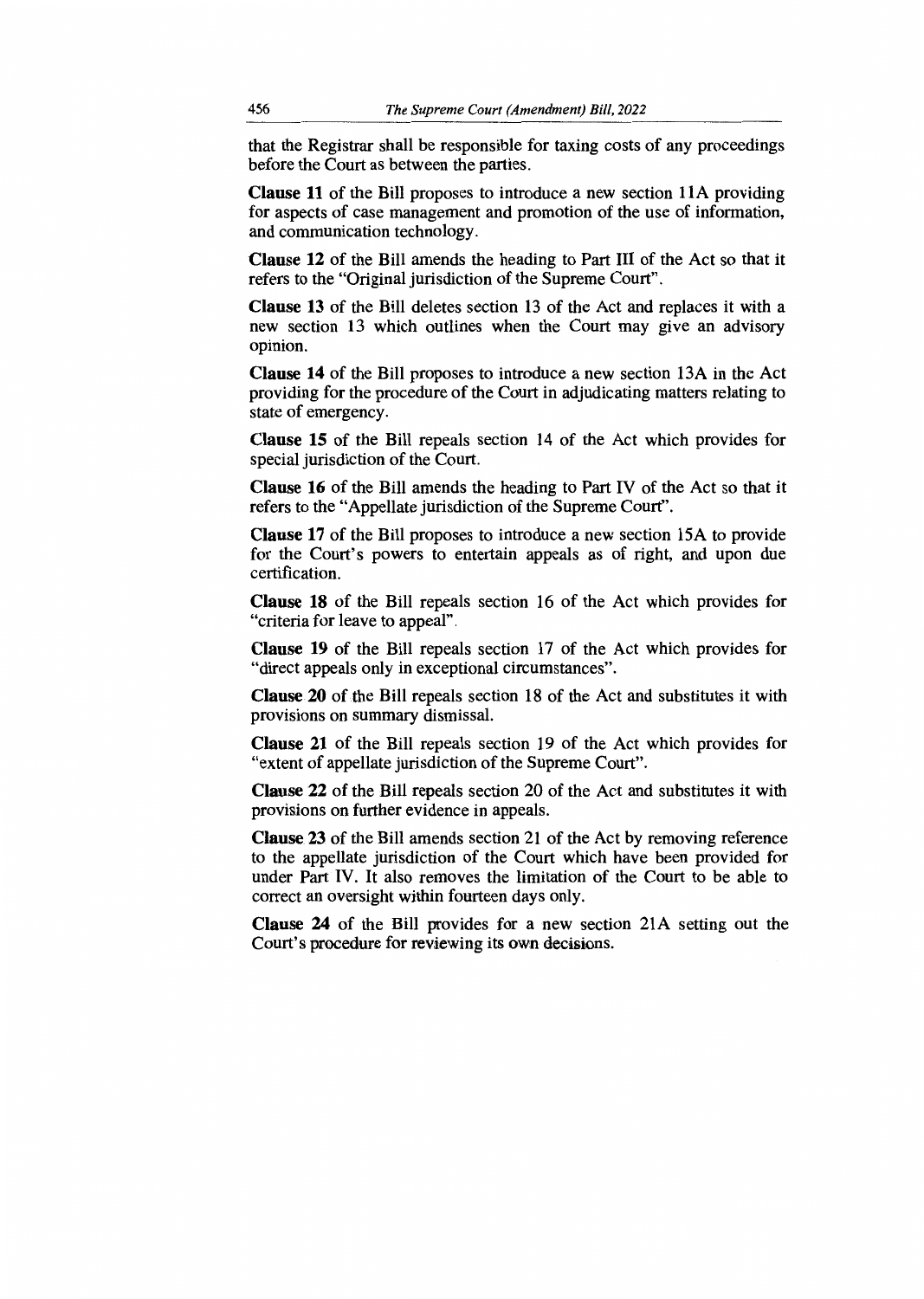that the Registrar shall be responsible for taxing costs of any proceedings before the Court as between the parties.

**Clause 11** of the Bill proposes to introduce a new section 11A providing for aspects of case management and promotion of the use of information, and communication technology.

**Clause 12** of the Bill amends the heading to Part III of the Act so that it refers to the "Original jurisdiction of the Supreme Court".

**Clause 13** of the Bill deletes section 13 of the Act and replaces it with a new section 13 which outlines when the Court may give an advisory opinion.

**Clause 14** of the Bill proposes to introduce a new section 13A in the Act providing for the procedure of the Court in adjudicating matters relating to state of emergency.

**Clause 15** of the Bill repeals section 14 of the Act which provides for special jurisdiction of the Court.

**Clause 16** of the Bill amends the heading to Part IV of the Act so that it refers to the "Appellate jurisdiction of the Supreme Court".

**Clause 17** of the Bill proposes to introduce a new section 15A to provide for the Court's powers to entertain appeals as of right, and upon due certification.

**Clause 18** of the Bill repeals section 16 of the Act which provides for "criteria for leave to appeal".

**Clause 19** of the Bill repeals section 17 of the Act which provides for "direct appeals only in exceptional circumstances".

**Clause 20** of the Bill repeals section 18 of the Act and substitutes it with provisions on summary dismissal.

**Clause 21** of the Bill repeals section 19 of the Act which provides for "extent of appellate jurisdiction of the Supreme Court".

**Clause 22** of the Bill repeals section 20 of the Act and substitutes it with provisions on further evidence in appeals.

**Clause 23** of the Bill amends section 21 of the Act by removing reference to the appellate jurisdiction of the Court which have been provided for under Part IV. It also removes the limitation of the Court to be able to correct an oversight within fourteen days only.

**Clause 24** of the Bill provides for a new section 21A setting out the Court's procedure for reviewing its own decisions.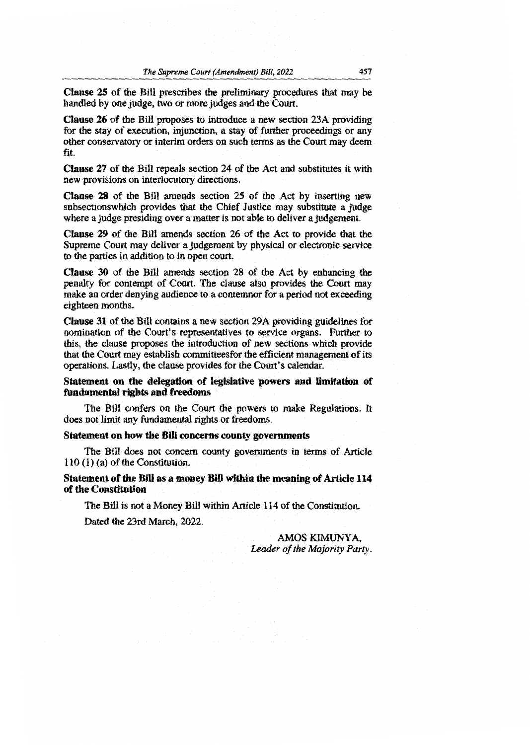**Clause 25** of the Bill prescribes the preliminary procedures that may be handled by one judge, two or more judges and the Court.

**Clause 26** of the Bill proposes to introduce a new section 23A providing for the stay of execution, injunction, a stay of further proceedings or any other conservatory or interim orders on such terms as the Court may deem fit.

**Clause 27** of the Bill repeals section 24 of the Act and substitutes it with new provisions on interlocutory directions.

**Clause 28** of the Bill amends section 25 of the Act by inserting new subsectionswhich provides that the Chief Justice may substitute a judge where a judge presiding over a matter is not able to deliver a judgement.

**Clause 29** of the Bill amends section 26 of the Act to provide that the Supreme Court may deliver a judgement by physical or electronic service to the parties in addition to in open court.

**Clause 30** of the Bill amends section 28 of the Act by enhancing the penalty for contempt of Court. The clause also provides the Court may make an order denying audience to a contemnor for a period not exceeding eighteen months.

**Clause 31** of the Bill contains a new section 29A providing guidelines for nomination of the Court's representatives to service organs. Further to this, the clause proposes the introduction of new sections which provide that the Court may establish committeesfor the efficient management of its operations. Lastly, the clause provides for the Court's calendar.

**Statement on the delegation of legislative powers and limitation of fundamental rights and freedoms**

The Bill confers on the Court the powers to make Regulations. It does not limit any fundamental rights or freedoms.

**Statement on how the Bill concerns county governments**

The Bill does not concern county governments in terms of Article 110 (1) (a) of the Constitution.

**Statement of the Bill as a money Bill within the meaning of Article 114 of the Constitution**

The Bill is not a Money Bill within Article 114 of the Constitution.

Dated the 23rd March, 2022.

AMOS KIMUNYA,
*Leader of the Majority Party.*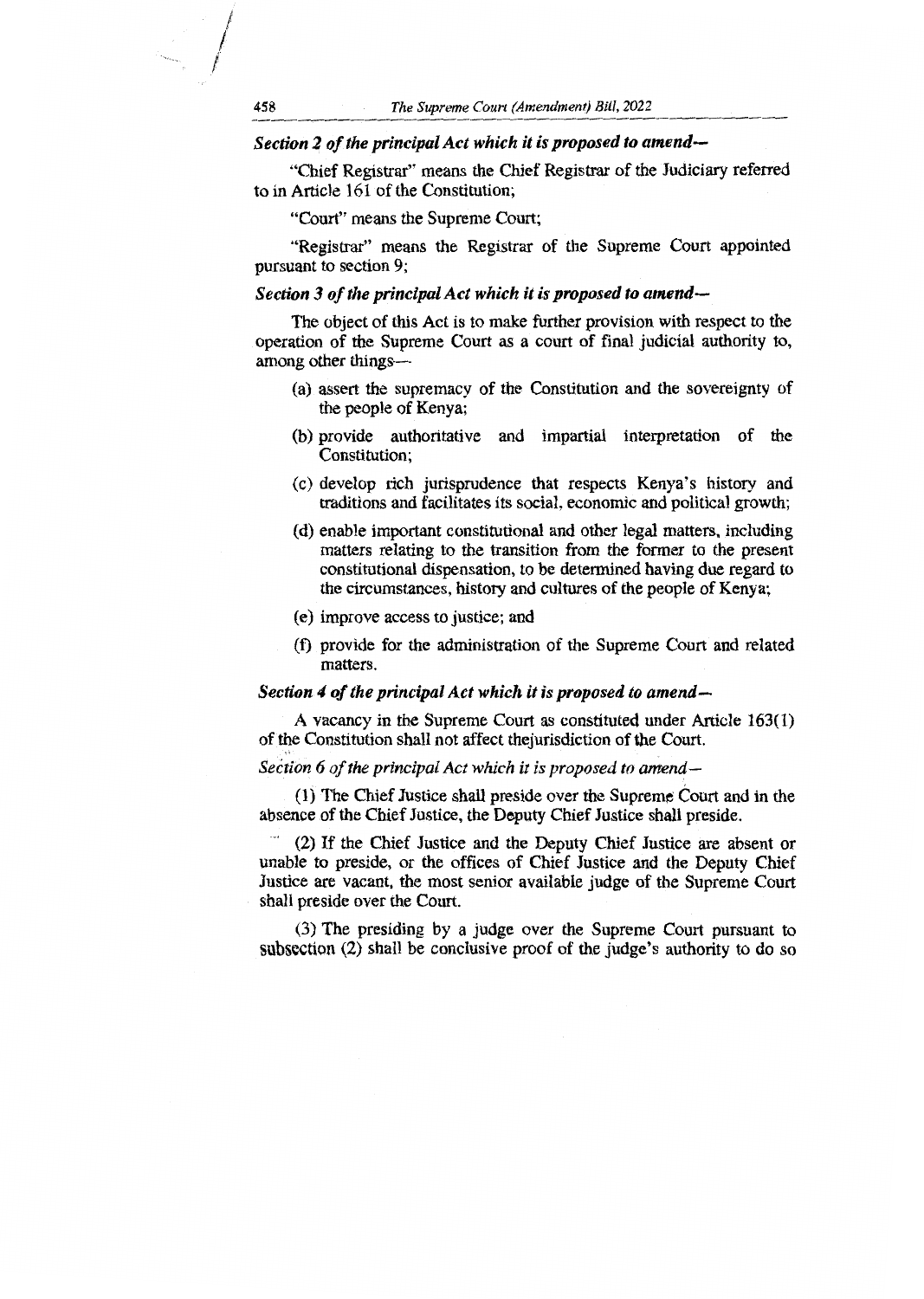*Section 2 of the principal Act which it is proposed to amend—*

"Chief Registrar" means the Chief Registrar of the Judiciary referred to in Article 161 of the Constitution;

"Court" means the Supreme Court;

"Registrar" means the Registrar of the Supreme Court appointed pursuant to section 9;

*Section 3 of the principal Act which it is proposed to amend—*

The object of this Act is to make further provision with respect to the operation of the Supreme Court as a court of final judicial authority to, among other things—

(a) assert the supremacy of the Constitution and the sovereignty of the people of Kenya;

(b) provide authoritative and impartial interpretation of the Constitution;

(c) develop rich jurisprudence that respects Kenya's history and traditions and facilitates its social, economic and political growth;

(d) enable important constitutional and other legal matters, including matters relating to the transition from the former to the present constitutional dispensation, to be determined having due regard to the circumstances, history and cultures of the people of Kenya;

(e) improve access to justice; and

(f) provide for the administration of the Supreme Court and related matters.

*Section 4 of the principal Act which it is proposed to amend—*

A vacancy in the Supreme Court as constituted under Article 163(1) of the Constitution shall not affect thejurisdiction of the Court.

*Section 6 of the principal Act which it is proposed to amend—*

(1) The Chief Justice shall preside over the Supreme Court and in the absence of the Chief Justice, the Deputy Chief Justice shall preside.

(2) If the Chief Justice and the Deputy Chief Justice are absent or unable to preside, or the offices of Chief Justice and the Deputy Chief Justice are vacant, the most senior available judge of the Supreme Court shall preside over the Court.

(3) The presiding by a judge over the Supreme Court pursuant to subsection (2) shall be conclusive proof of the judge's authority to do so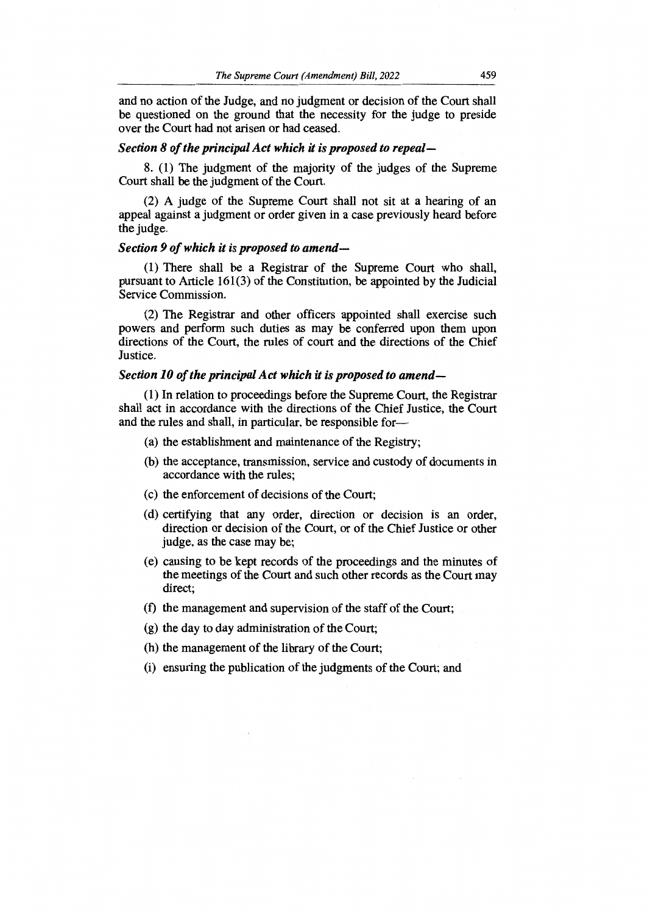and no action of the Judge, and no judgment or decision of the Court shall be questioned on the ground that the necessity for the judge to preside over the Court had not arisen or had ceased.

***Section 8 of the principal Act which it is proposed to repeal—***

8. (1) The judgment of the majority of the judges of the Supreme Court shall be the judgment of the Court.

(2) A judge of the Supreme Court shall not sit at a hearing of an appeal against a judgment or order given in a case previously heard before the judge.

***Section 9 of which it is proposed to amend—***

(1) There shall be a Registrar of the Supreme Court who shall, pursuant to Article 161(3) of the Constitution, be appointed by the Judicial Service Commission.

(2) The Registrar and other officers appointed shall exercise such powers and perform such duties as may be conferred upon them upon directions of the Court, the rules of court and the directions of the Chief Justice.

***Section 10 of the principal Act which it is proposed to amend—***

(1) In relation to proceedings before the Supreme Court, the Registrar shall act in accordance with the directions of the Chief Justice, the Court and the rules and shall, in particular, be responsible for—

(a) the establishment and maintenance of the Registry;

(b) the acceptance, transmission, service and custody of documents in accordance with the rules;

(c) the enforcement of decisions of the Court;

(d) certifying that any order, direction or decision is an order, direction or decision of the Court, or of the Chief Justice or other judge, as the case may be;

(e) causing to be kept records of the proceedings and the minutes of the meetings of the Court and such other records as the Court may direct;

(f) the management and supervision of the staff of the Court;

(g) the day to day administration of the Court;

(h) the management of the library of the Court;

(i) ensuring the publication of the judgments of the Court; and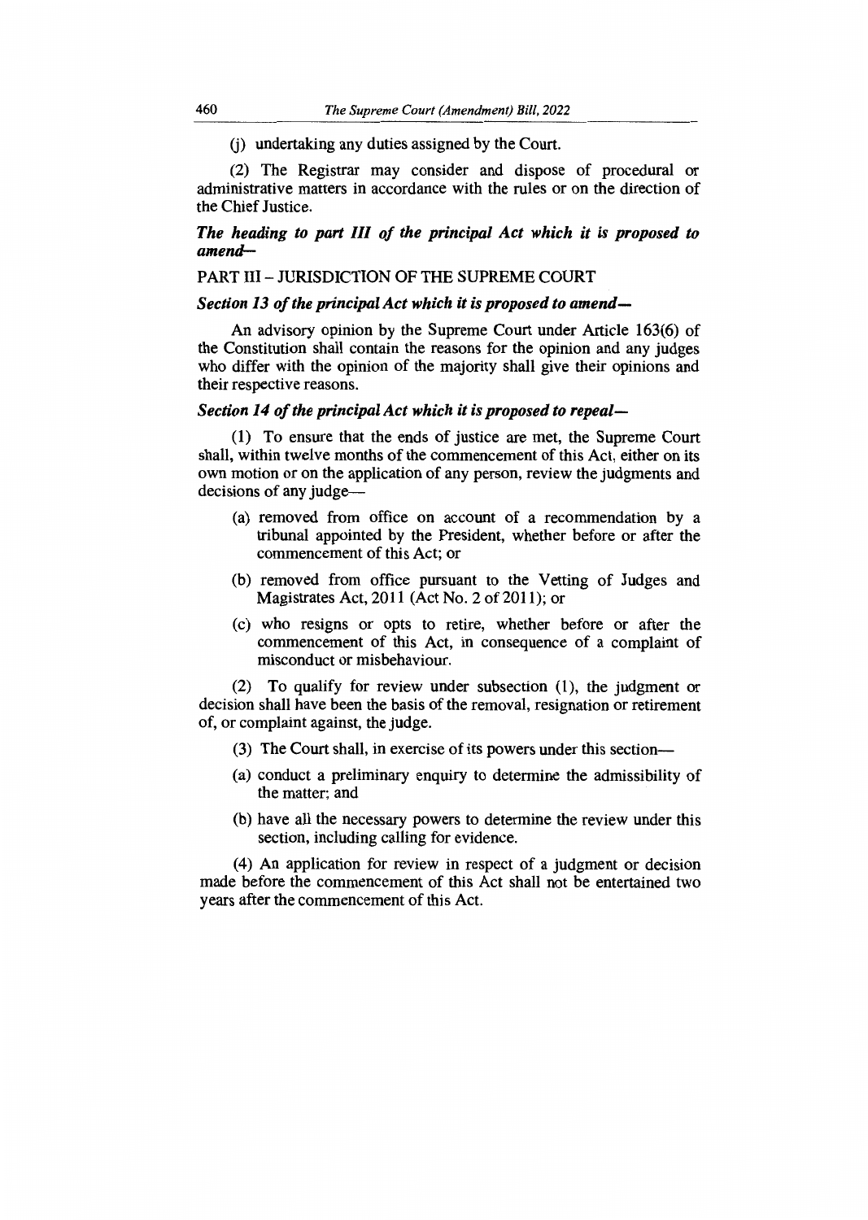(j) undertaking any duties assigned by the Court.

(2) The Registrar may consider and dispose of procedural or administrative matters in accordance with the rules or on the direction of the Chief Justice.

***The heading to part III of the principal Act which it is proposed to amend—***

PART III – JURISDICTION OF THE SUPREME COURT

***Section 13 of the principal Act which it is proposed to amend—***

An advisory opinion by the Supreme Court under Article 163(6) of the Constitution shall contain the reasons for the opinion and any judges who differ with the opinion of the majority shall give their opinions and their respective reasons.

***Section 14 of the principal Act which it is proposed to repeal—***

(1) To ensure that the ends of justice are met, the Supreme Court shall, within twelve months of the commencement of this Act, either on its own motion or on the application of any person, review the judgments and decisions of any judge—

- (a) removed from office on account of a recommendation by a tribunal appointed by the President, whether before or after the commencement of this Act; or
- (b) removed from office pursuant to the Vetting of Judges and Magistrates Act, 2011 (Act No. 2 of 2011); or
- (c) who resigns or opts to retire, whether before or after the commencement of this Act, in consequence of a complaint of misconduct or misbehaviour.

(2) To qualify for review under subsection (1), the judgment or decision shall have been the basis of the removal, resignation or retirement of, or complaint against, the judge.

(3) The Court shall, in exercise of its powers under this section—

- (a) conduct a preliminary enquiry to determine the admissibility of the matter; and
- (b) have all the necessary powers to determine the review under this section, including calling for evidence.

(4) An application for review in respect of a judgment or decision made before the commencement of this Act shall not be entertained two years after the commencement of this Act.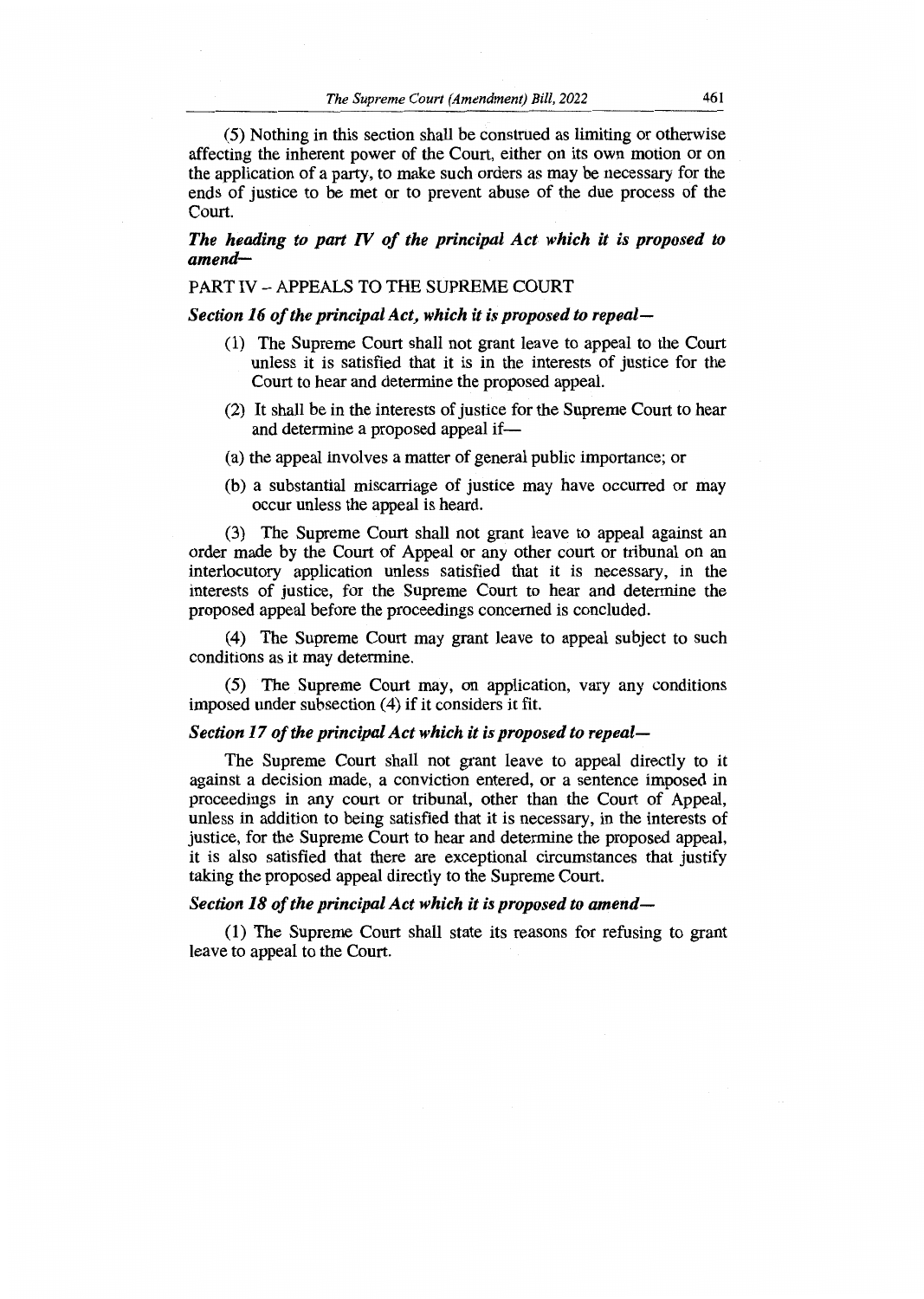(5) Nothing in this section shall be construed as limiting or otherwise affecting the inherent power of the Court, either on its own motion or on the application of a party, to make such orders as may be necessary for the ends of justice to be met or to prevent abuse of the due process of the Court.

***The heading to part IV of the principal Act which it is proposed to amend—***

PART IV – APPEALS TO THE SUPREME COURT

***Section 16 of the principal Act, which it is proposed to repeal—***

(1) The Supreme Court shall not grant leave to appeal to the Court unless it is satisfied that it is in the interests of justice for the Court to hear and determine the proposed appeal.

(2) It shall be in the interests of justice for the Supreme Court to hear and determine a proposed appeal if—

(a) the appeal involves a matter of general public importance; or

(b) a substantial miscarriage of justice may have occurred or may occur unless the appeal is heard.

(3) The Supreme Court shall not grant leave to appeal against an order made by the Court of Appeal or any other court or tribunal on an interlocutory application unless satisfied that it is necessary, in the interests of justice, for the Supreme Court to hear and determine the proposed appeal before the proceedings concerned is concluded.

(4) The Supreme Court may grant leave to appeal subject to such conditions as it may determine.

(5) The Supreme Court may, on application, vary any conditions imposed under subsection (4) if it considers it fit.

***Section 17 of the principal Act which it is proposed to repeal—***

The Supreme Court shall not grant leave to appeal directly to it against a decision made, a conviction entered, or a sentence imposed in proceedings in any court or tribunal, other than the Court of Appeal, unless in addition to being satisfied that it is necessary, in the interests of justice, for the Supreme Court to hear and determine the proposed appeal, it is also satisfied that there are exceptional circumstances that justify taking the proposed appeal directly to the Supreme Court.

***Section 18 of the principal Act which it is proposed to amend—***

(1) The Supreme Court shall state its reasons for refusing to grant leave to appeal to the Court.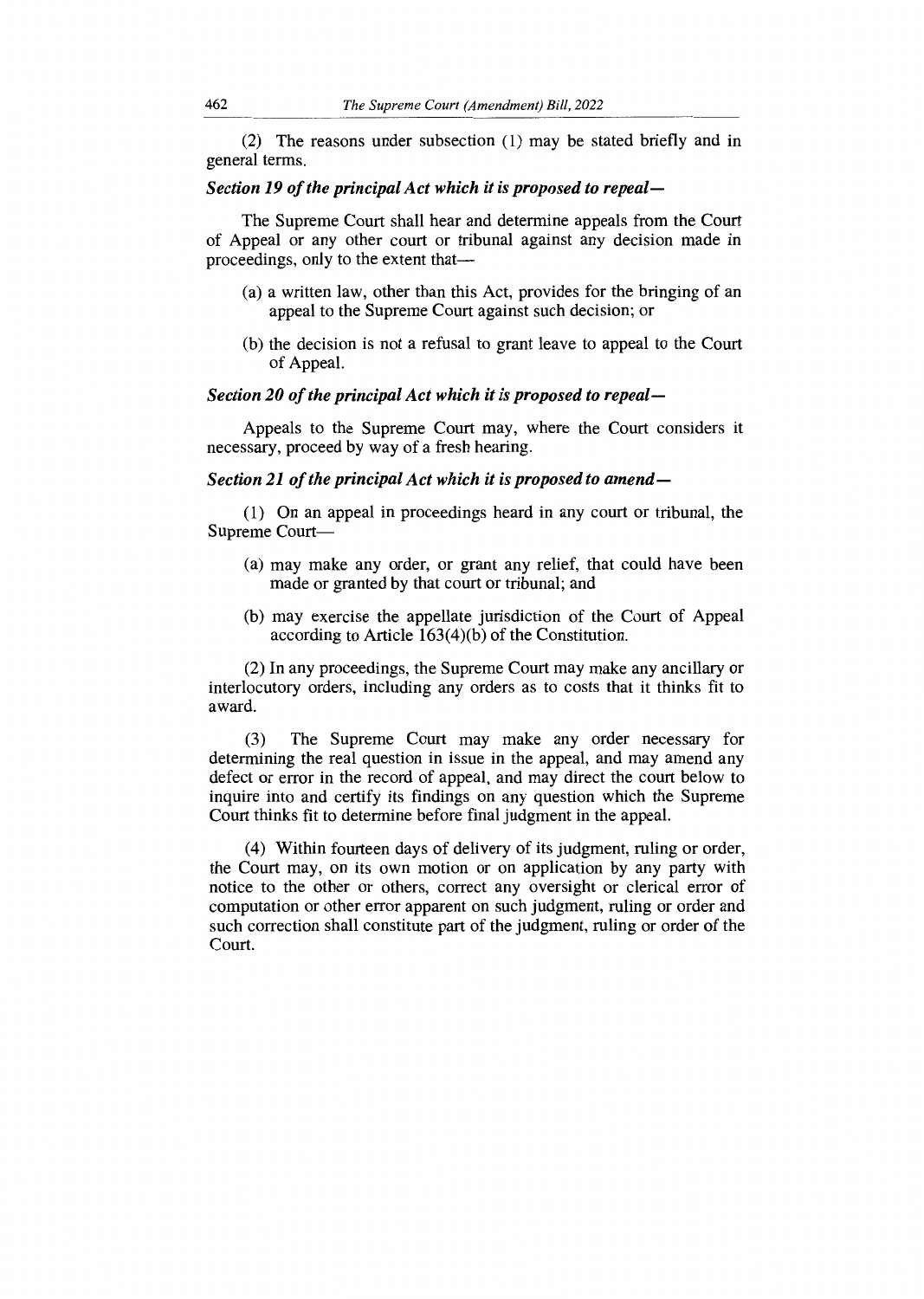(2) The reasons under subsection (1) may be stated briefly and in general terms.

***Section 19 of the principal Act which it is proposed to repeal—***

The Supreme Court shall hear and determine appeals from the Court of Appeal or any other court or tribunal against any decision made in proceedings, only to the extent that—

(a) a written law, other than this Act, provides for the bringing of an appeal to the Supreme Court against such decision; or

(b) the decision is not a refusal to grant leave to appeal to the Court of Appeal.

***Section 20 of the principal Act which it is proposed to repeal—***

Appeals to the Supreme Court may, where the Court considers it necessary, proceed by way of a fresh hearing.

***Section 21 of the principal Act which it is proposed to amend—***

(1) On an appeal in proceedings heard in any court or tribunal, the Supreme Court—

(a) may make any order, or grant any relief, that could have been made or granted by that court or tribunal; and

(b) may exercise the appellate jurisdiction of the Court of Appeal according to Article 163(4)(b) of the Constitution.

(2) In any proceedings, the Supreme Court may make any ancillary or interlocutory orders, including any orders as to costs that it thinks fit to award.

(3) The Supreme Court may make any order necessary for determining the real question in issue in the appeal, and may amend any defect or error in the record of appeal, and may direct the court below to inquire into and certify its findings on any question which the Supreme Court thinks fit to determine before final judgment in the appeal.

(4) Within fourteen days of delivery of its judgment, ruling or order, the Court may, on its own motion or on application by any party with notice to the other or others, correct any oversight or clerical error of computation or other error apparent on such judgment, ruling or order and such correction shall constitute part of the judgment, ruling or order of the Court.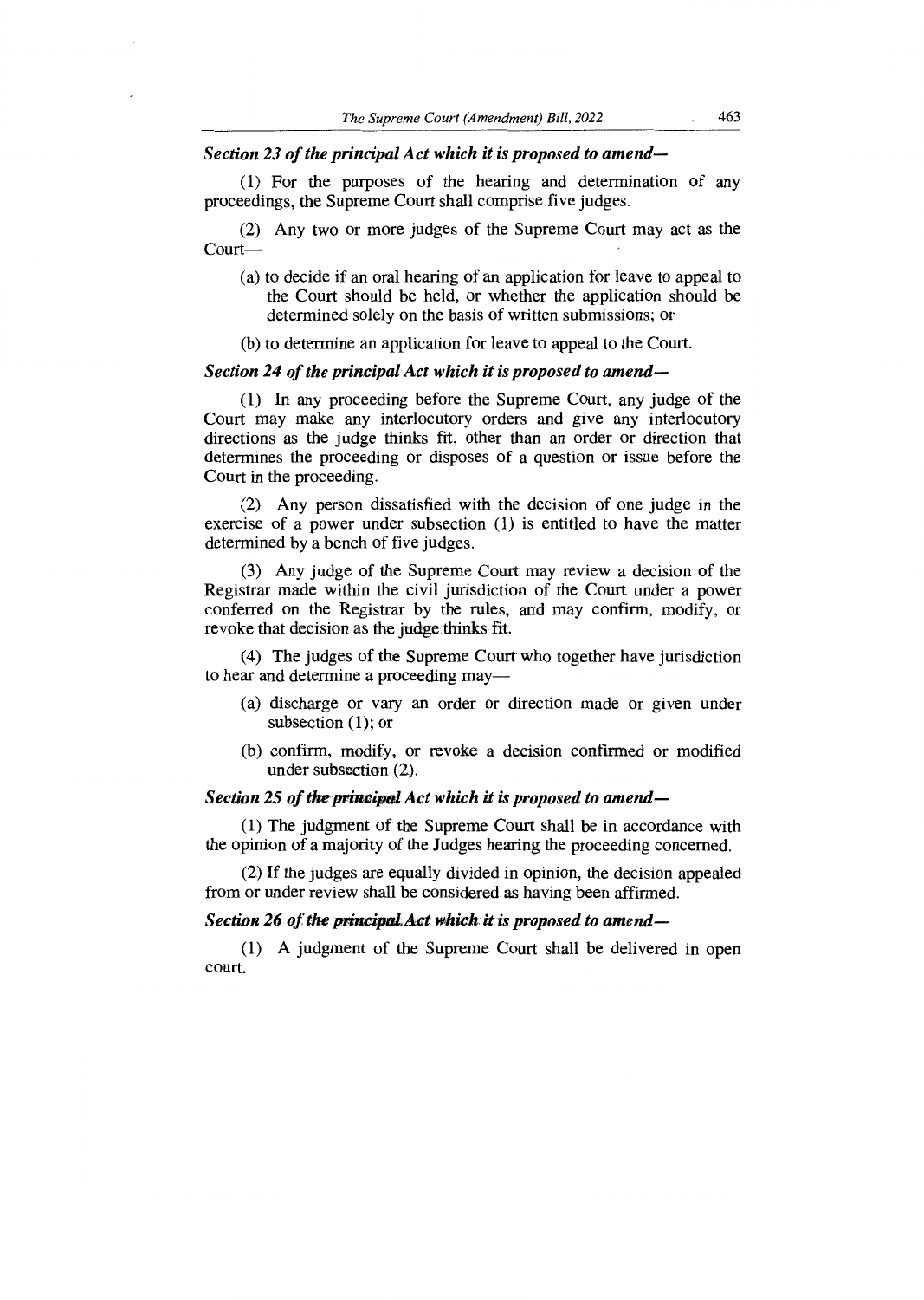***Section 23 of the principal Act which it is proposed to amend—***

(1) For the purposes of the hearing and determination of any proceedings, the Supreme Court shall comprise five judges.

(2) Any two or more judges of the Supreme Court may act as the Court—

(a) to decide if an oral hearing of an application for leave to appeal to the Court should be held, or whether the application should be determined solely on the basis of written submissions; or

(b) to determine an application for leave to appeal to the Court.

***Section 24 of the principal Act which it is proposed to amend—***

(1) In any proceeding before the Supreme Court, any judge of the Court may make any interlocutory orders and give any interlocutory directions as the judge thinks fit, other than an order or direction that determines the proceeding or disposes of a question or issue before the Court in the proceeding.

(2) Any person dissatisfied with the decision of one judge in the exercise of a power under subsection (1) is entitled to have the matter determined by a bench of five judges.

(3) Any judge of the Supreme Court may review a decision of the Registrar made within the civil jurisdiction of the Court under a power conferred on the Registrar by the rules, and may confirm, modify, or revoke that decision as the judge thinks fit.

(4) The judges of the Supreme Court who together have jurisdiction to hear and determine a proceeding may—

(a) discharge or vary an order or direction made or given under subsection (1); or

(b) confirm, modify, or revoke a decision confirmed or modified under subsection (2).

***Section 25 of the principal Act which it is proposed to amend—***

(1) The judgment of the Supreme Court shall be in accordance with the opinion of a majority of the Judges hearing the proceeding concerned.

(2) If the judges are equally divided in opinion, the decision appealed from or under review shall be considered as having been affirmed.

***Section 26 of the principal Act which it is proposed to amend—***

(1) A judgment of the Supreme Court shall be delivered in open court.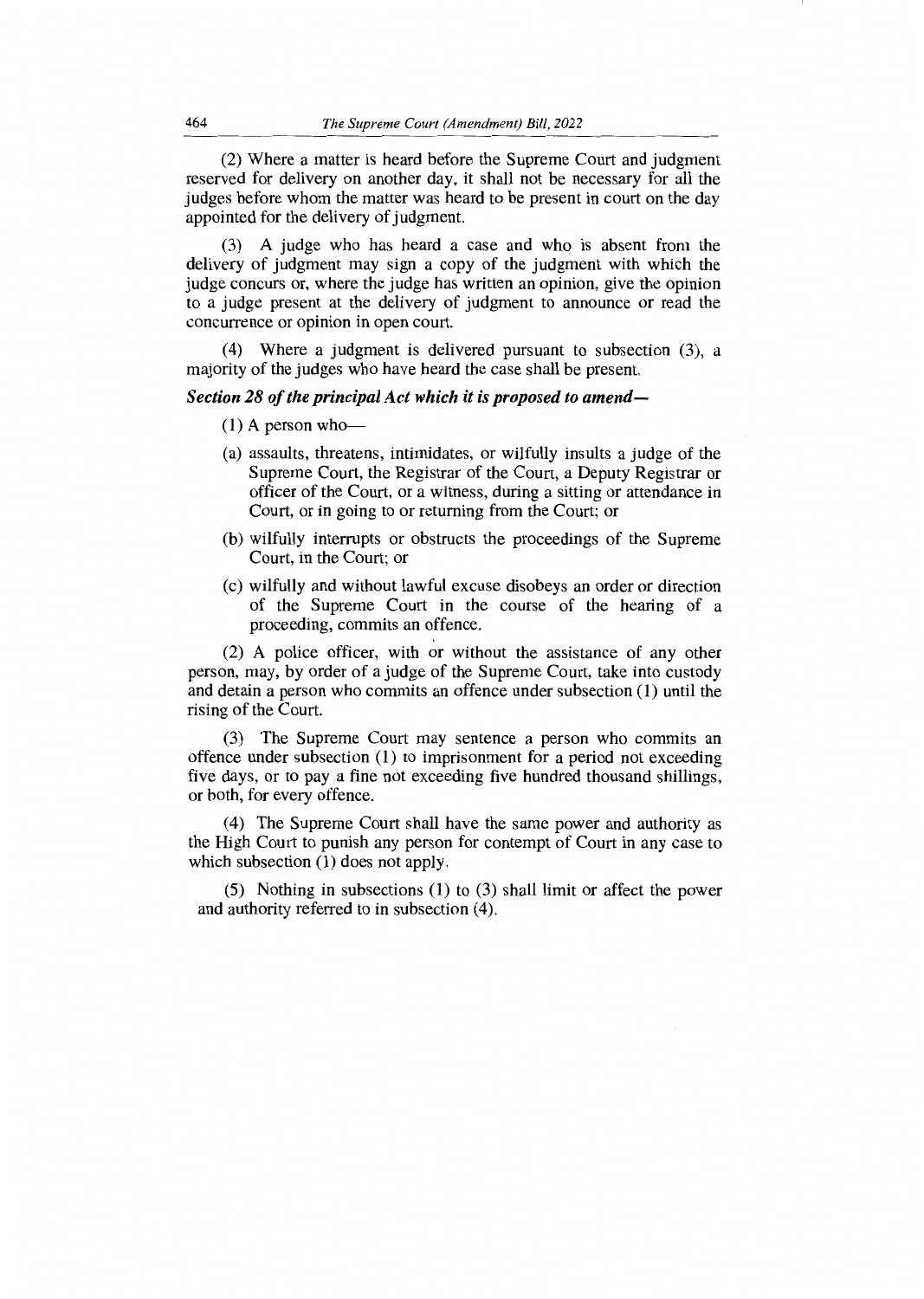(2) Where a matter is heard before the Supreme Court and judgment reserved for delivery on another day, it shall not be necessary for all the judges before whom the matter was heard to be present in court on the day appointed for the delivery of judgment.

(3) A judge who has heard a case and who is absent from the delivery of judgment may sign a copy of the judgment with which the judge concurs or, where the judge has written an opinion, give the opinion to a judge present at the delivery of judgment to announce or read the concurrence or opinion in open court.

(4) Where a judgment is delivered pursuant to subsection (3), a majority of the judges who have heard the case shall be present.

***Section 28 of the principal Act which it is proposed to amend—***

(1) A person who—

(a) assaults, threatens, intimidates, or wilfully insults a judge of the Supreme Court, the Registrar of the Court, a Deputy Registrar or officer of the Court, or a witness, during a sitting or attendance in Court, or in going to or returning from the Court; or

(b) wilfully interrupts or obstructs the proceedings of the Supreme Court, in the Court; or

(c) wilfully and without lawful excuse disobeys an order or direction of the Supreme Court in the course of the hearing of a proceeding, commits an offence.

(2) A police officer, with or without the assistance of any other person, may, by order of a judge of the Supreme Court, take into custody and detain a person who commits an offence under subsection (1) until the rising of the Court.

(3) The Supreme Court may sentence a person who commits an offence under subsection (1) to imprisonment for a period not exceeding five days, or to pay a fine not exceeding five hundred thousand shillings, or both, for every offence.

(4) The Supreme Court shall have the same power and authority as the High Court to punish any person for contempt of Court in any case to which subsection (1) does not apply.

(5) Nothing in subsections (1) to (3) shall limit or affect the power and authority referred to in subsection (4).